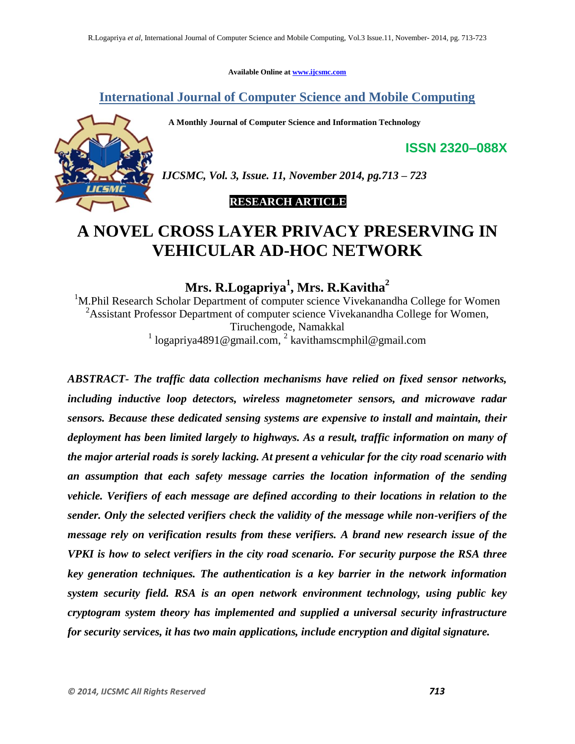Available Online at www.ijcsmc.com

## International Journal of Computer Science and Mobile Computing

**A Monthly Journal of Computer Science and Information Technology**

**ISSN 2320–088X**

**RESEARCH ARTICLE**

# A NOVEL CROSS LAYER PRIVACY PRESERVING IN VEHICULAR AD-HOC NETWORK

**Mrs. R.Logapriya[1], Mrs. R.Kavitha[2]**

[1]M.Phil Research Scholar Department of computer science Vivekanandha College for Women
[2]Assistant Professor Department of computer science Vivekanandha College for Women, Tiruchengode, Namakkal
[1] logapriya4891@gmail.com, [2] kavithamscmphil@gmail.com

***ABSTRACT- The traffic data collection mechanisms have relied on fixed sensor networks, including inductive loop detectors, wireless magnetometer sensors, and microwave radar sensors. Because these dedicated sensing systems are expensive to install and maintain, their deployment has been limited largely to highways. As a result, traffic information on many of the major arterial roads is sorely lacking. At present a vehicular for the city road scenario with an assumption that each safety message carries the location information of the sending vehicle. Verifiers of each message are defined according to their locations in relation to the sender. Only the selected verifiers check the validity of the message while non-verifiers of the message rely on verification results from these verifiers. A brand new research issue of the VPKI is how to select verifiers in the city road scenario. For security purpose the RSA three key generation techniques. The authentication is a key barrier in the network information system security field. RSA is an open network environment technology, using public key cryptogram system theory has implemented and supplied a universal security infrastructure for security services, it has two main applications, include encryption and digital signature.***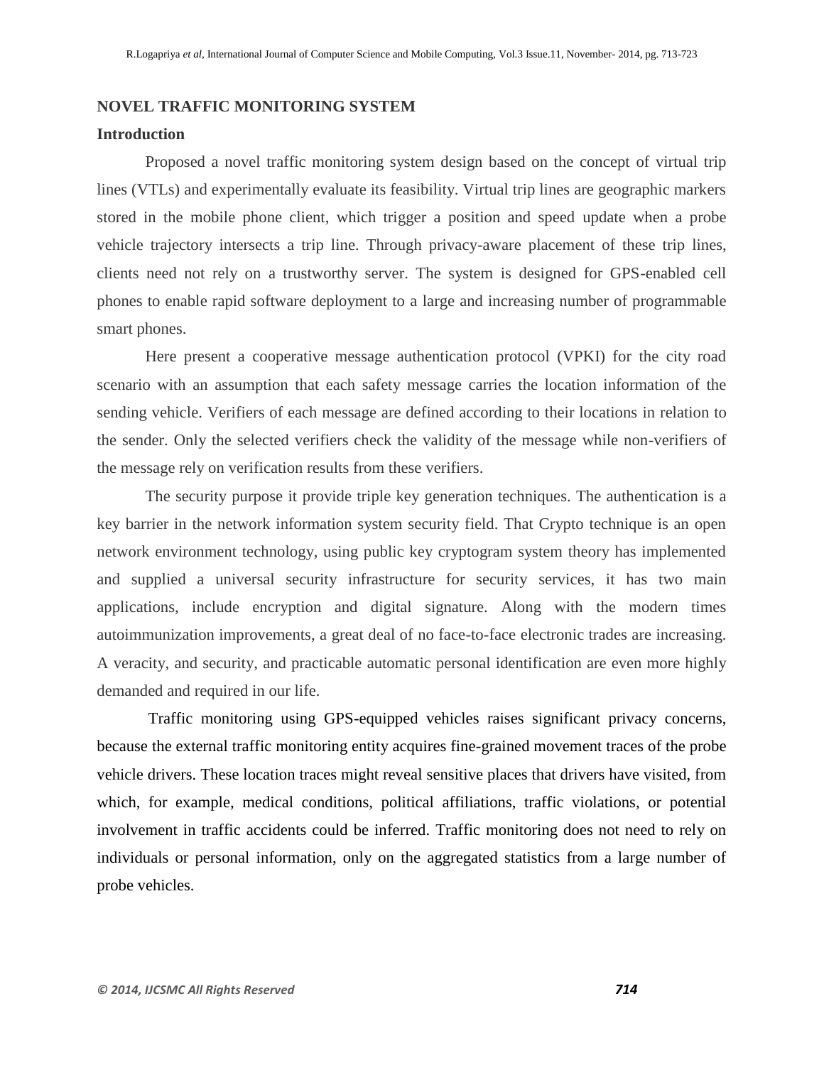## NOVEL TRAFFIC MONITORING SYSTEM

### Introduction

Proposed a novel traffic monitoring system design based on the concept of virtual trip lines (VTLs) and experimentally evaluate its feasibility. Virtual trip lines are geographic markers stored in the mobile phone client, which trigger a position and speed update when a probe vehicle trajectory intersects a trip line. Through privacy-aware placement of these trip lines, clients need not rely on a trustworthy server. The system is designed for GPS-enabled cell phones to enable rapid software deployment to a large and increasing number of programmable smart phones.

Here present a cooperative message authentication protocol (VPKI) for the city road scenario with an assumption that each safety message carries the location information of the sending vehicle. Verifiers of each message are defined according to their locations in relation to the sender. Only the selected verifiers check the validity of the message while non-verifiers of the message rely on verification results from these verifiers.

The security purpose it provide triple key generation techniques. The authentication is a key barrier in the network information system security field. That Crypto technique is an open network environment technology, using public key cryptogram system theory has implemented and supplied a universal security infrastructure for security services, it has two main applications, include encryption and digital signature. Along with the modern times autoimmunization improvements, a great deal of no face-to-face electronic trades are increasing. A veracity, and security, and practicable automatic personal identification are even more highly demanded and required in our life.

Traffic monitoring using GPS-equipped vehicles raises significant privacy concerns, because the external traffic monitoring entity acquires fine-grained movement traces of the probe vehicle drivers. These location traces might reveal sensitive places that drivers have visited, from which, for example, medical conditions, political affiliations, traffic violations, or potential involvement in traffic accidents could be inferred. Traffic monitoring does not need to rely on individuals or personal information, only on the aggregated statistics from a large number of probe vehicles.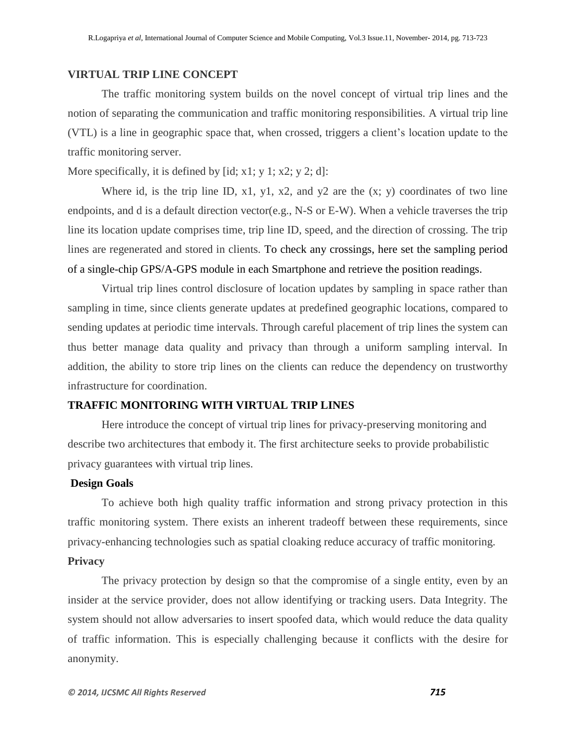## VIRTUAL TRIP LINE CONCEPT

The traffic monitoring system builds on the novel concept of virtual trip lines and the notion of separating the communication and traffic monitoring responsibilities. A virtual trip line (VTL) is a line in geographic space that, when crossed, triggers a client's location update to the traffic monitoring server.

More specifically, it is defined by [id; x1; y 1; x2; y 2; d]:

Where id, is the trip line ID, x1, y1, x2, and y2 are the (x; y) coordinates of two line endpoints, and d is a default direction vector(e.g., N-S or E-W). When a vehicle traverses the trip line its location update comprises time, trip line ID, speed, and the direction of crossing. The trip lines are regenerated and stored in clients. To check any crossings, here set the sampling period of a single-chip GPS/A-GPS module in each Smartphone and retrieve the position readings.

Virtual trip lines control disclosure of location updates by sampling in space rather than sampling in time, since clients generate updates at predefined geographic locations, compared to sending updates at periodic time intervals. Through careful placement of trip lines the system can thus better manage data quality and privacy than through a uniform sampling interval. In addition, the ability to store trip lines on the clients can reduce the dependency on trustworthy infrastructure for coordination.

## TRAFFIC MONITORING WITH VIRTUAL TRIP LINES

Here introduce the concept of virtual trip lines for privacy-preserving monitoring and describe two architectures that embody it. The first architecture seeks to provide probabilistic privacy guarantees with virtual trip lines.

### Design Goals

To achieve both high quality traffic information and strong privacy protection in this traffic monitoring system. There exists an inherent tradeoff between these requirements, since privacy-enhancing technologies such as spatial cloaking reduce accuracy of traffic monitoring.

### Privacy

The privacy protection by design so that the compromise of a single entity, even by an insider at the service provider, does not allow identifying or tracking users. Data Integrity. The system should not allow adversaries to insert spoofed data, which would reduce the data quality of traffic information. This is especially challenging because it conflicts with the desire for anonymity.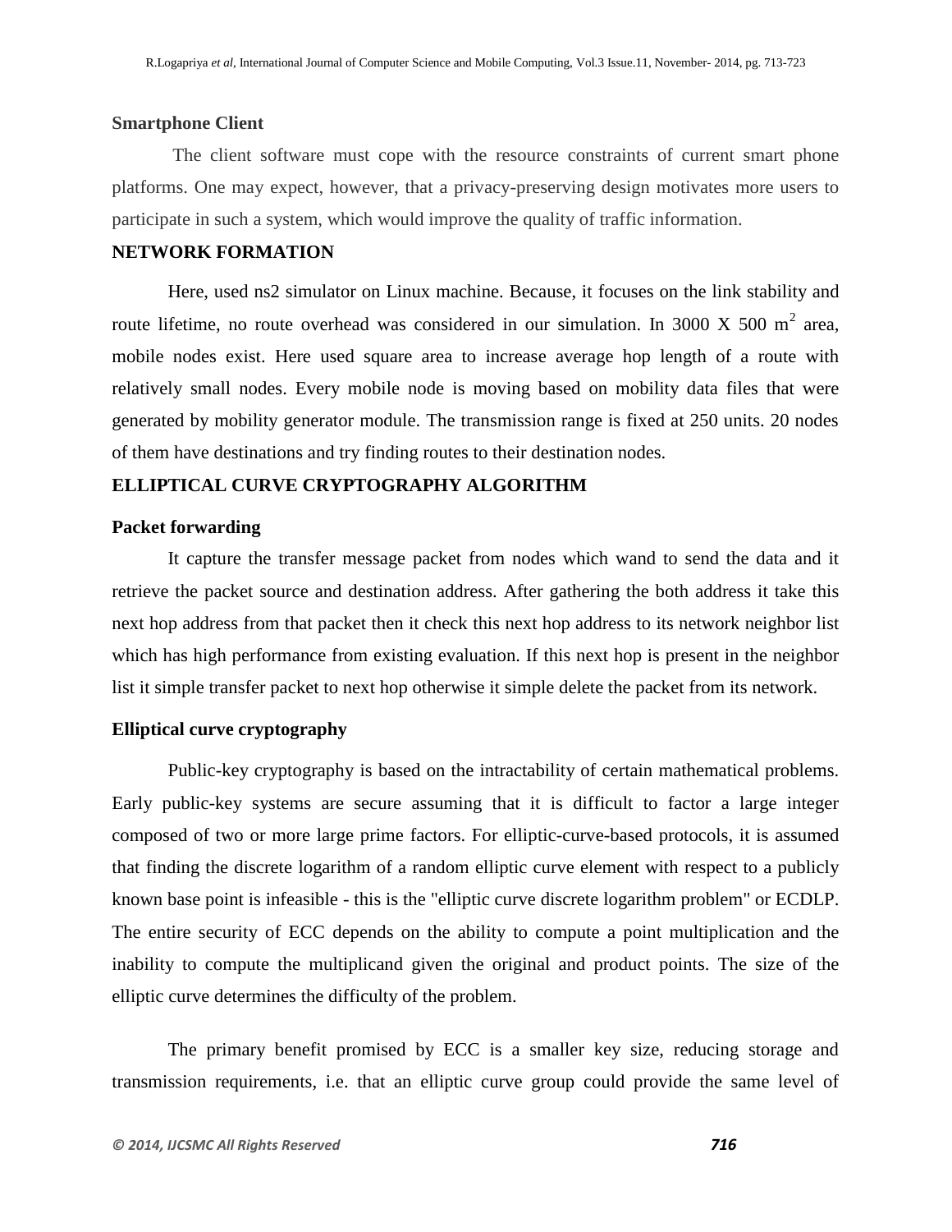### Smartphone Client

The client software must cope with the resource constraints of current smart phone platforms. One may expect, however, that a privacy-preserving design motivates more users to participate in such a system, which would improve the quality of traffic information.

## NETWORK FORMATION

Here, used ns2 simulator on Linux machine. Because, it focuses on the link stability and route lifetime, no route overhead was considered in our simulation. In 3000 X 500 $m^2$ area, mobile nodes exist. Here used square area to increase average hop length of a route with relatively small nodes. Every mobile node is moving based on mobility data files that were generated by mobility generator module. The transmission range is fixed at 250 units. 20 nodes of them have destinations and try finding routes to their destination nodes.

## ELLIPTICAL CURVE CRYPTOGRAPHY ALGORITHM

### Packet forwarding

It capture the transfer message packet from nodes which wand to send the data and it retrieve the packet source and destination address. After gathering the both address it take this next hop address from that packet then it check this next hop address to its network neighbor list which has high performance from existing evaluation. If this next hop is present in the neighbor list it simple transfer packet to next hop otherwise it simple delete the packet from its network.

### Elliptical curve cryptography

Public-key cryptography is based on the intractability of certain mathematical problems. Early public-key systems are secure assuming that it is difficult to factor a large integer composed of two or more large prime factors. For elliptic-curve-based protocols, it is assumed that finding the discrete logarithm of a random elliptic curve element with respect to a publicly known base point is infeasible - this is the "elliptic curve discrete logarithm problem" or ECDLP. The entire security of ECC depends on the ability to compute a point multiplication and the inability to compute the multiplicand given the original and product points. The size of the elliptic curve determines the difficulty of the problem.

The primary benefit promised by ECC is a smaller key size, reducing storage and transmission requirements, i.e. that an elliptic curve group could provide the same level of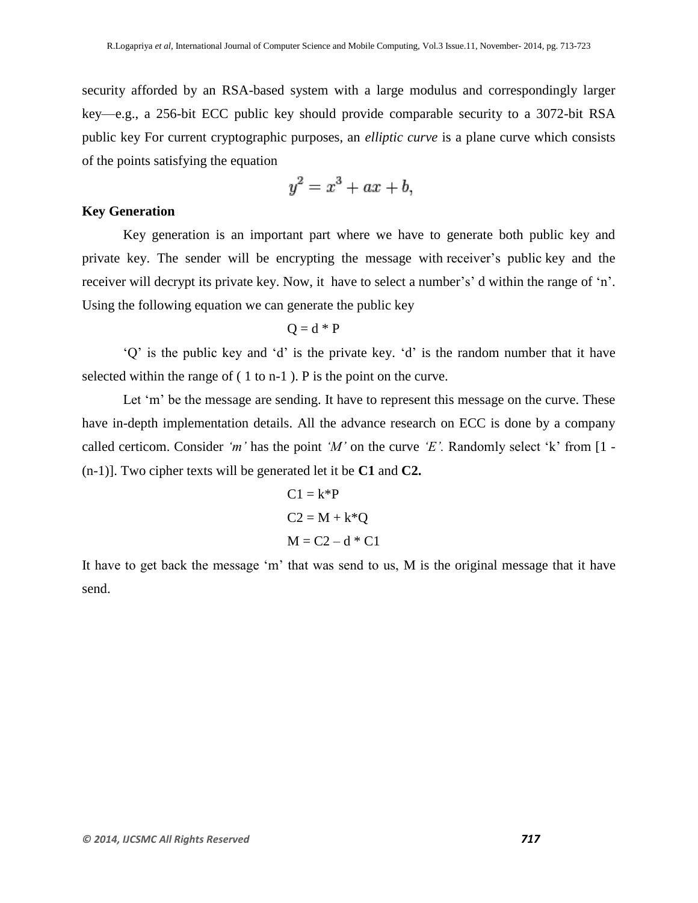security afforded by an RSA-based system with a large modulus and correspondingly larger key—e.g., a 256-bit ECC public key should provide comparable security to a 3072-bit RSA public key For current cryptographic purposes, an *elliptic curve* is a plane curve which consists of the points satisfying the equation

$$y^2 = x^3 + ax + b,$$

**Key Generation**

Key generation is an important part where we have to generate both public key and private key. The sender will be encrypting the message with receiver's public key and the receiver will decrypt its private key. Now, it have to select a number's' d within the range of 'n'. Using the following equation we can generate the public key

$$Q = d * P$$

'Q' is the public key and 'd' is the private key. 'd' is the random number that it have selected within the range of ( 1 to n-1 ). P is the point on the curve.

Let 'm' be the message are sending. It have to represent this message on the curve. These have in-depth implementation details. All the advance research on ECC is done by a company called certicom. Consider *'m'* has the point *'M'* on the curve *'E'*. Randomly select 'k' from [1 - (n-1)]. Two cipher texts will be generated let it be **C1** and **C2.**

$$C1 = k*P$$

$$C2 = M + k*Q$$

$$M = C2 - d * C1$$

It have to get back the message 'm' that was send to us, M is the original message that it have send.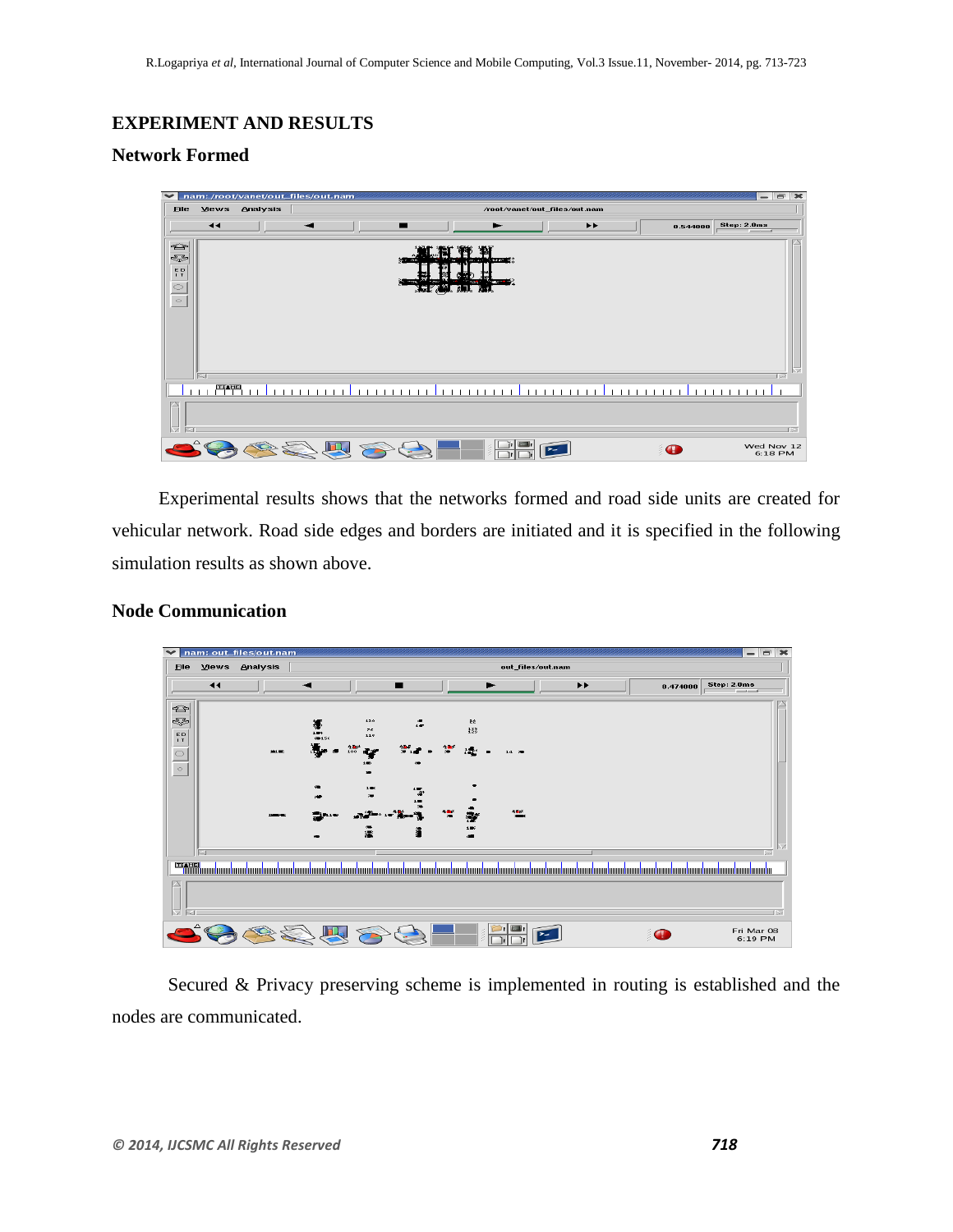## EXPERIMENT AND RESULTS

### Network Formed

Experimental results shows that the networks formed and road side units are created for vehicular network. Road side edges and borders are initiated and it is specified in the following simulation results as shown above.

### Node Communication

Secured & Privacy preserving scheme is implemented in routing is established and the nodes are communicated.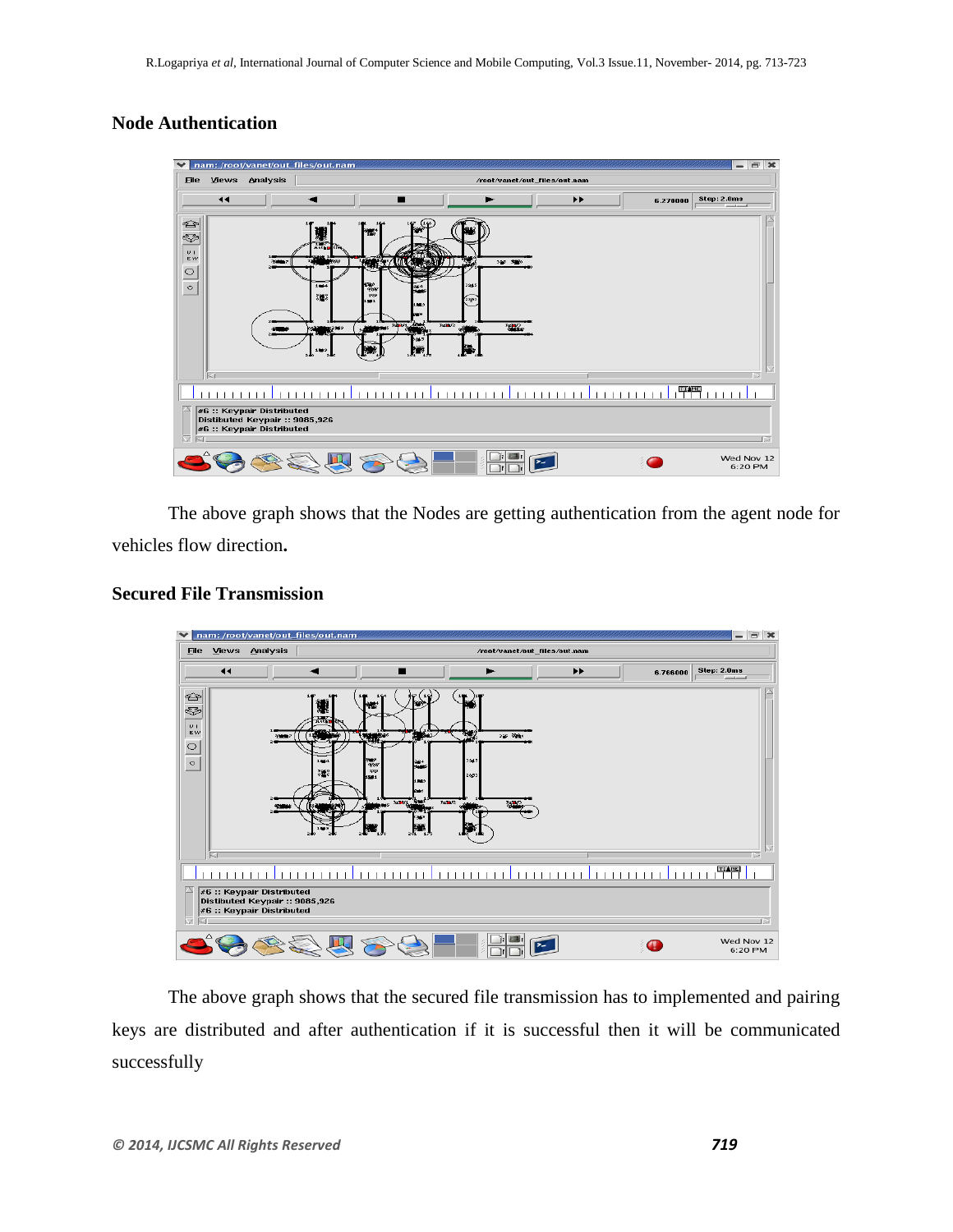### Node Authentication

The above graph shows that the Nodes are getting authentication from the agent node for vehicles flow direction**.**

### Secured File Transmission

The above graph shows that the secured file transmission has to implemented and pairing keys are distributed and after authentication if it is successful then it will be communicated successfully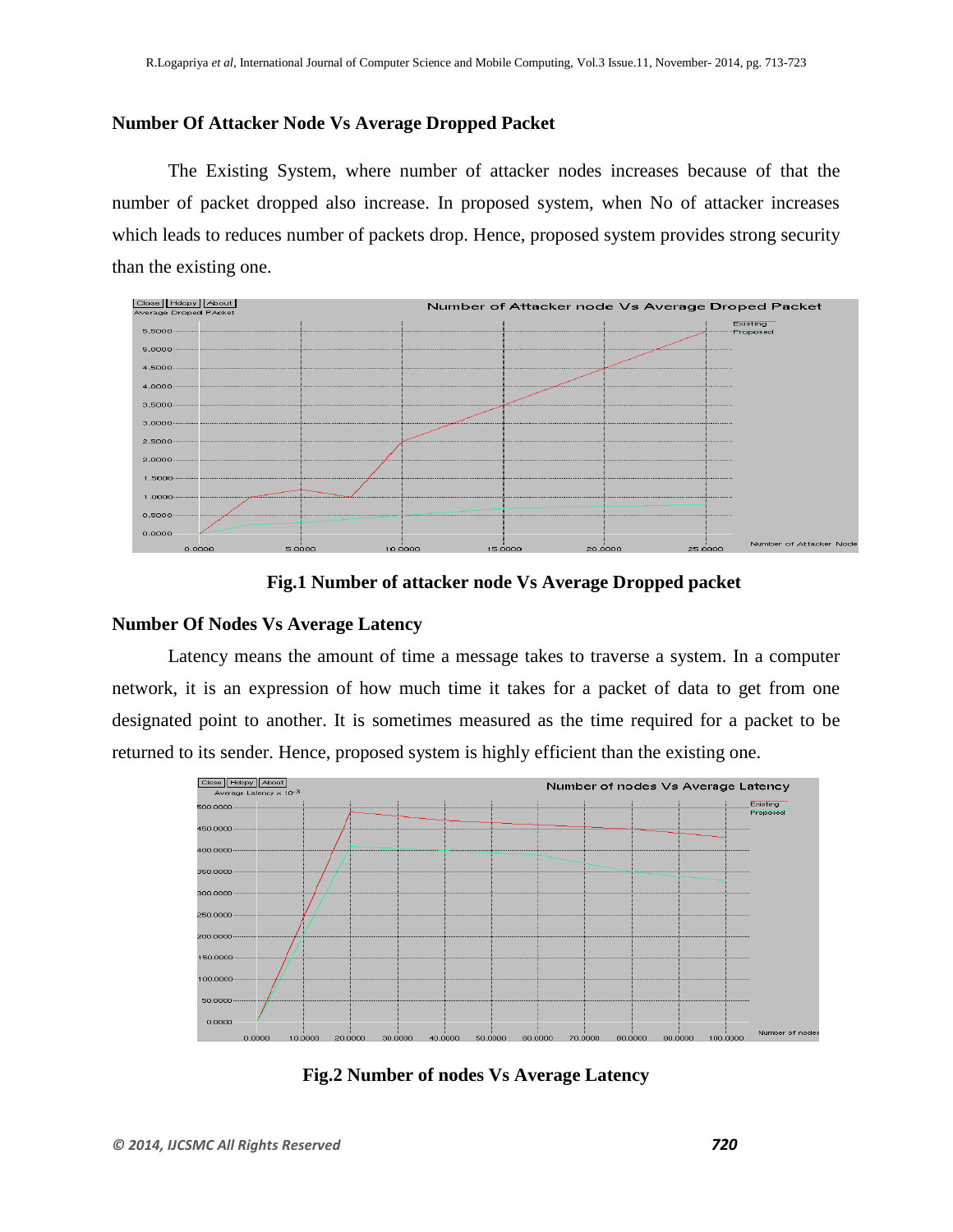### Number Of Attacker Node Vs Average Dropped Packet

The Existing System, where number of attacker nodes increases because of that the number of packet dropped also increase. In proposed system, when No of attacker increases which leads to reduces number of packets drop. Hence, proposed system provides strong security than the existing one.

**Fig.1 Number of attacker node Vs Average Dropped packet**

### Number Of Nodes Vs Average Latency

Latency means the amount of time a message takes to traverse a system. In a computer network, it is an expression of how much time it takes for a packet of data to get from one designated point to another. It is sometimes measured as the time required for a packet to be returned to its sender. Hence, proposed system is highly efficient than the existing one.

**Fig.2 Number of nodes Vs Average Latency**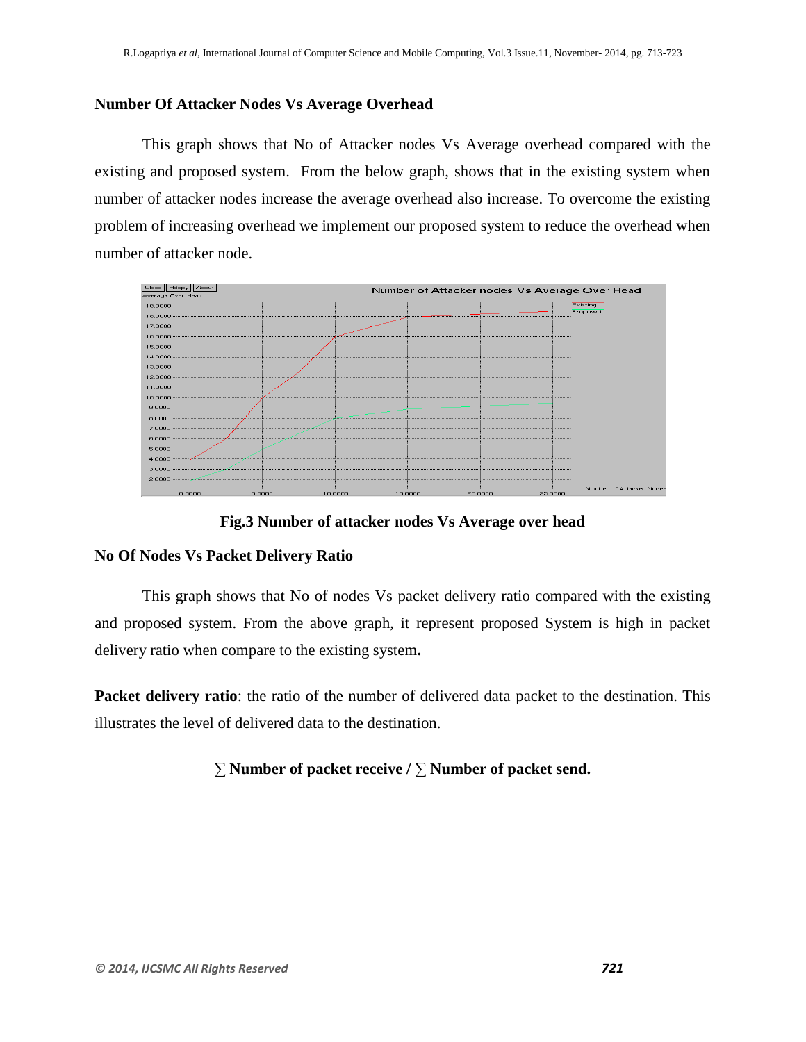**Number Of Attacker Nodes Vs Average Overhead**

This graph shows that No of Attacker nodes Vs Average overhead compared with the existing and proposed system. From the below graph, shows that in the existing system when number of attacker nodes increase the average overhead also increase. To overcome the existing problem of increasing overhead we implement our proposed system to reduce the overhead when number of attacker node.

**Fig.3 Number of attacker nodes Vs Average over head**

**No Of Nodes Vs Packet Delivery Ratio**

This graph shows that No of nodes Vs packet delivery ratio compared with the existing and proposed system. From the above graph, it represent proposed System is high in packet delivery ratio when compare to the existing system**.**

**Packet delivery ratio**: the ratio of the number of delivered data packet to the destination. This illustrates the level of delivered data to the destination.

**∑ Number of packet receive / ∑ Number of packet send.**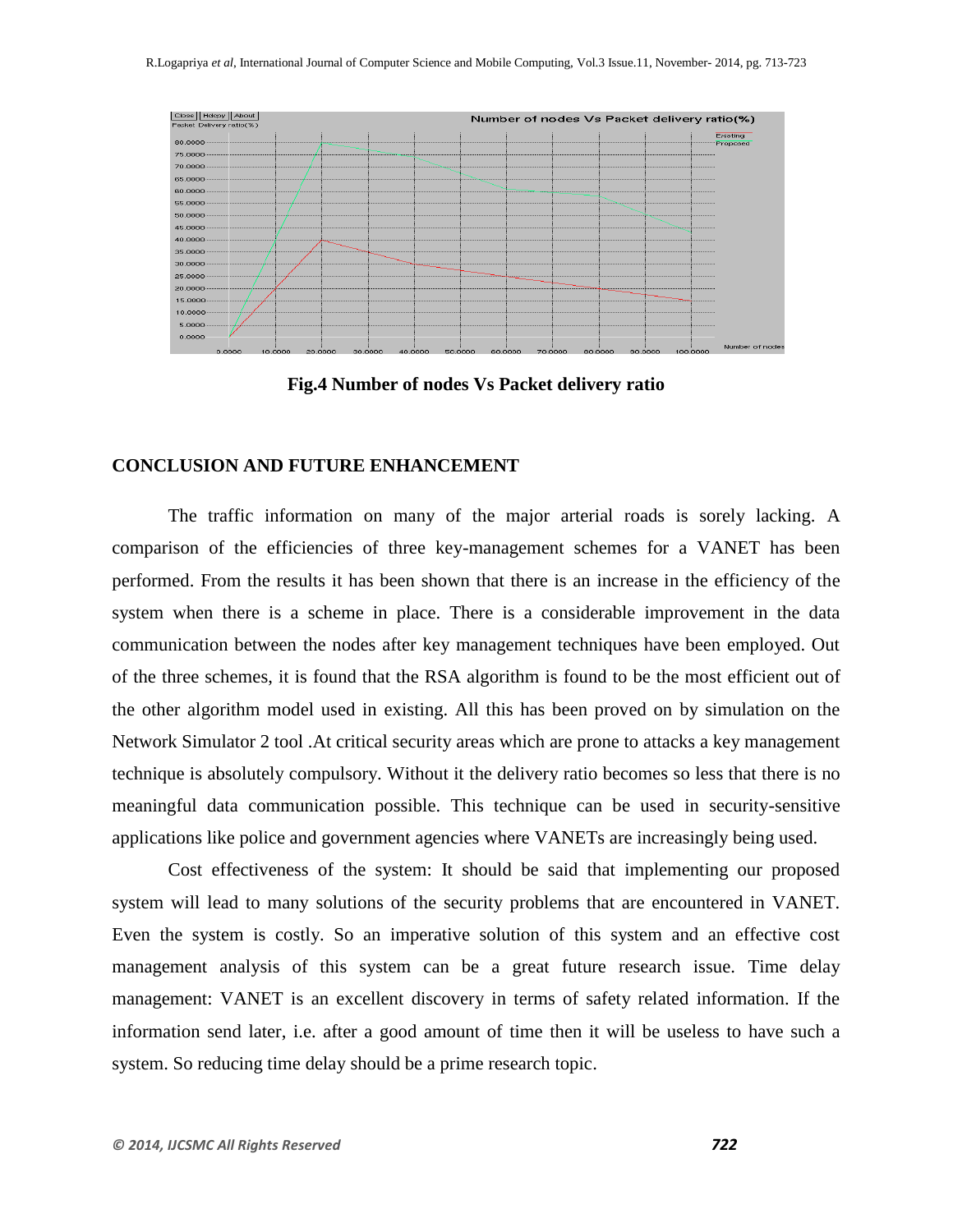Fig.4 Number of nodes Vs Packet delivery ratio

## CONCLUSION AND FUTURE ENHANCEMENT

The traffic information on many of the major arterial roads is sorely lacking. A comparison of the efficiencies of three key-management schemes for a VANET has been performed. From the results it has been shown that there is an increase in the efficiency of the system when there is a scheme in place. There is a considerable improvement in the data communication between the nodes after key management techniques have been employed. Out of the three schemes, it is found that the RSA algorithm is found to be the most efficient out of the other algorithm model used in existing. All this has been proved on by simulation on the Network Simulator 2 tool .At critical security areas which are prone to attacks a key management technique is absolutely compulsory. Without it the delivery ratio becomes so less that there is no meaningful data communication possible. This technique can be used in security-sensitive applications like police and government agencies where VANETs are increasingly being used.

Cost effectiveness of the system: It should be said that implementing our proposed system will lead to many solutions of the security problems that are encountered in VANET. Even the system is costly. So an imperative solution of this system and an effective cost management analysis of this system can be a great future research issue. Time delay management: VANET is an excellent discovery in terms of safety related information. If the information send later, i.e. after a good amount of time then it will be useless to have such a system. So reducing time delay should be a prime research topic.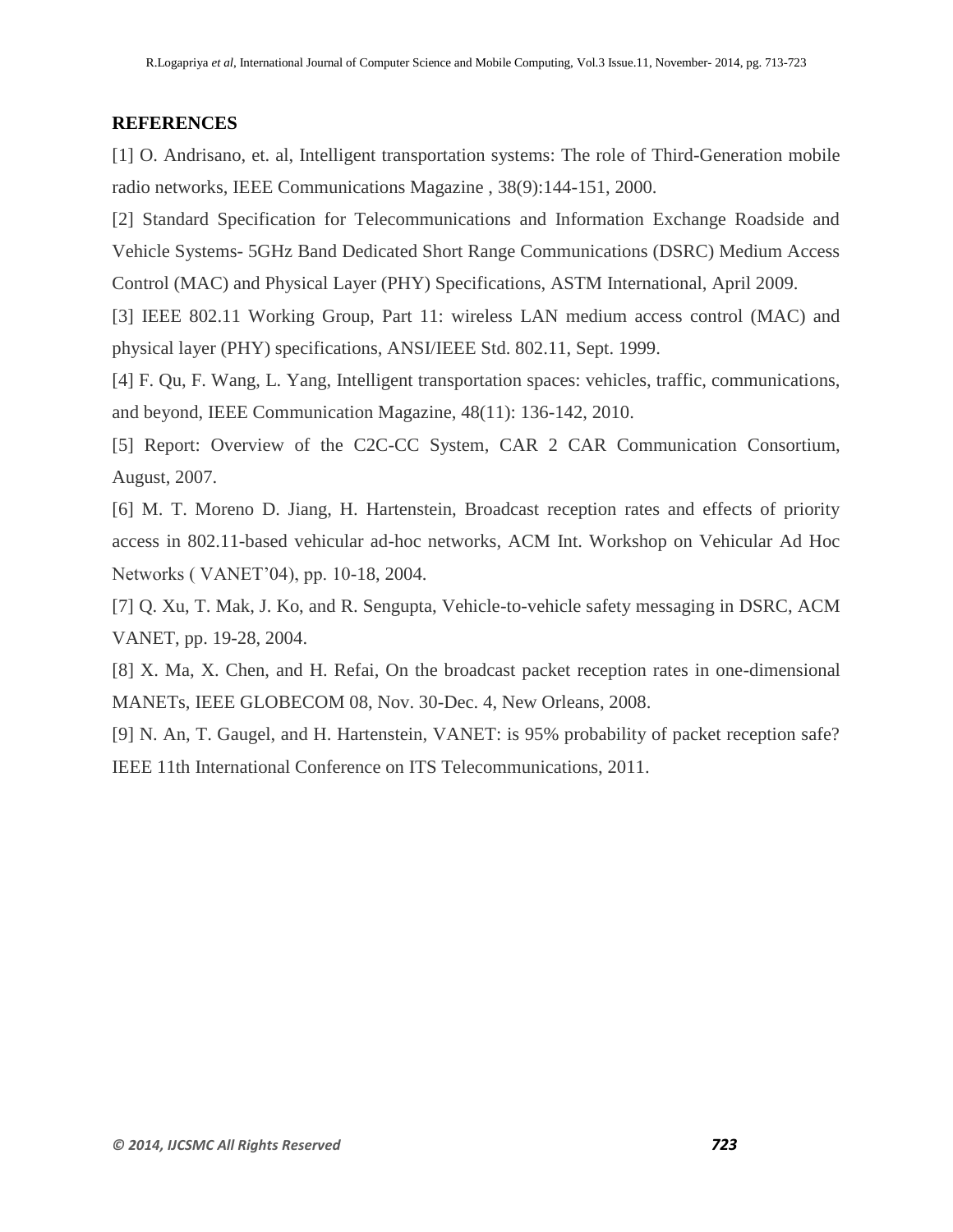## REFERENCES

[1] O. Andrisano, et. al, Intelligent transportation systems: The role of Third-Generation mobile radio networks, IEEE Communications Magazine , 38(9):144-151, 2000.

[2] Standard Specification for Telecommunications and Information Exchange Roadside and Vehicle Systems- 5GHz Band Dedicated Short Range Communications (DSRC) Medium Access Control (MAC) and Physical Layer (PHY) Specifications, ASTM International, April 2009.

[3] IEEE 802.11 Working Group, Part 11: wireless LAN medium access control (MAC) and physical layer (PHY) specifications, ANSI/IEEE Std. 802.11, Sept. 1999.

[4] F. Qu, F. Wang, L. Yang, Intelligent transportation spaces: vehicles, traffic, communications, and beyond, IEEE Communication Magazine, 48(11): 136-142, 2010.

[5] Report: Overview of the C2C-CC System, CAR 2 CAR Communication Consortium, August, 2007.

[6] M. T. Moreno D. Jiang, H. Hartenstein, Broadcast reception rates and effects of priority access in 802.11-based vehicular ad-hoc networks, ACM Int. Workshop on Vehicular Ad Hoc Networks ( VANET'04), pp. 10-18, 2004.

[7] Q. Xu, T. Mak, J. Ko, and R. Sengupta, Vehicle-to-vehicle safety messaging in DSRC, ACM VANET, pp. 19-28, 2004.

[8] X. Ma, X. Chen, and H. Refai, On the broadcast packet reception rates in one-dimensional MANETs, IEEE GLOBECOM 08, Nov. 30-Dec. 4, New Orleans, 2008.

[9] N. An, T. Gaugel, and H. Hartenstein, VANET: is 95% probability of packet reception safe? IEEE 11th International Conference on ITS Telecommunications, 2011.